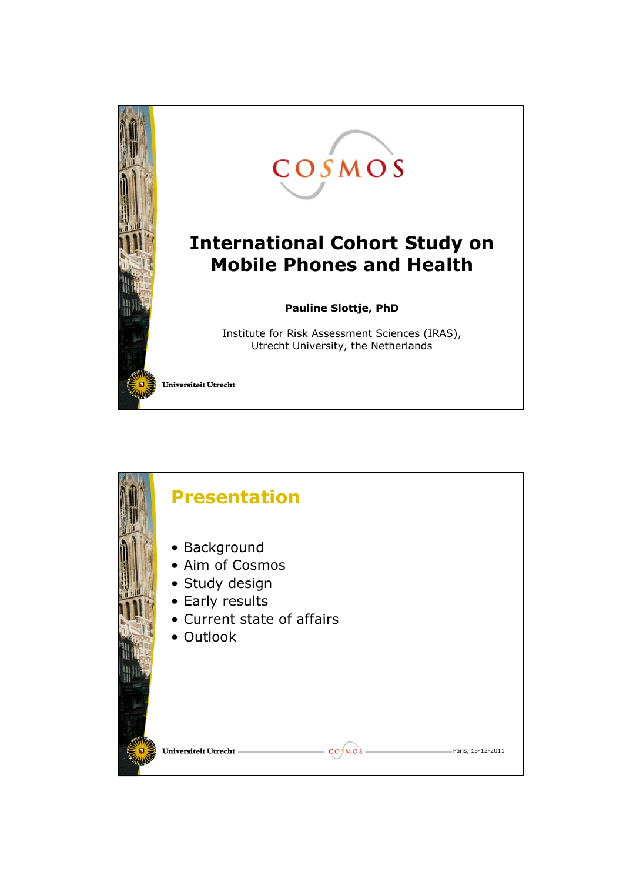COSMOS

# International Cohort Study on Mobile Phones and Health

**Pauline Slottje, PhD**

Institute for Risk Assessment Sciences (IRAS), Utrecht University, the Netherlands

Universiteit Utrecht

## Presentation

- Background
- Aim of Cosmos
- Study design
- Early results
- Current state of affairs
- Outlook

Universiteit Utrecht — COSMOS — Paris, 15-12-2011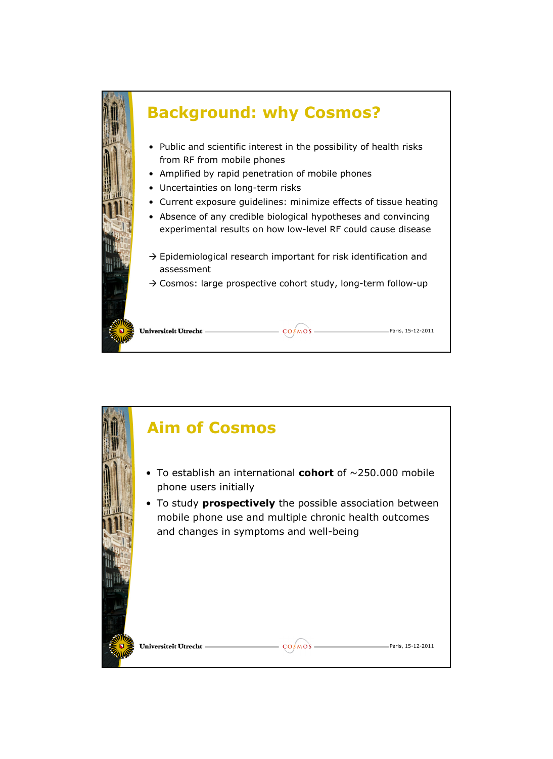## Background: why Cosmos?

- Public and scientific interest in the possibility of health risks from RF from mobile phones
- Amplified by rapid penetration of mobile phones
- Uncertainties on long-term risks
- Current exposure guidelines: minimize effects of tissue heating
- Absence of any credible biological hypotheses and convincing experimental results on how low-level RF could cause disease

→ Epidemiological research important for risk identification and assessment

→ Cosmos: large prospective cohort study, long-term follow-up

## Aim of Cosmos

- To establish an international **cohort** of ~250.000 mobile phone users initially
- To study **prospectively** the possible association between mobile phone use and multiple chronic health outcomes and changes in symptoms and well-being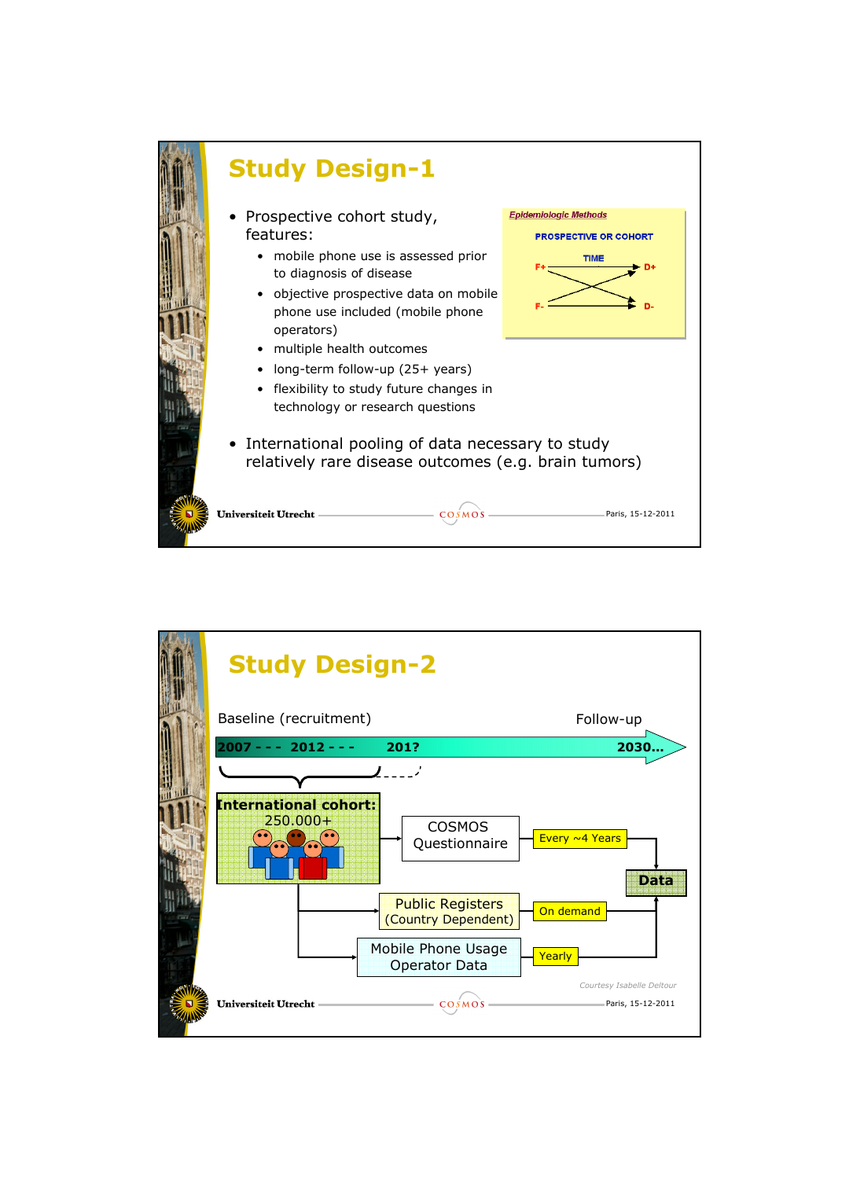# Study Design-1

- Prospective cohort study, features:
  - mobile phone use is assessed prior to diagnosis of disease
  - objective prospective data on mobile phone use included (mobile phone operators)
  - multiple health outcomes
  - long-term follow-up (25+ years)
  - flexibility to study future changes in technology or research questions

*Epidemiologic Methods*

PROSPECTIVE OR COHORT

TIME

F+ → D+

F- → D-

- International pooling of data necessary to study relatively rare disease outcomes (e.g. brain tumors)

Universiteit Utrecht — COSMOS — Paris, 15-12-2011

# Study Design-2

Baseline (recruitment) — Follow-up

2007 - - - 2012 - - - 201? — 2030...

**International cohort:** 250.000+

- COSMOS Questionnaire → Every ~4 Years → **Data**
- Public Registers (Country Dependent) → On demand → **Data**
- Mobile Phone Usage Operator Data → Yearly → **Data**

*Courtesy Isabelle Deltour*

Universiteit Utrecht — COSMOS — Paris, 15-12-2011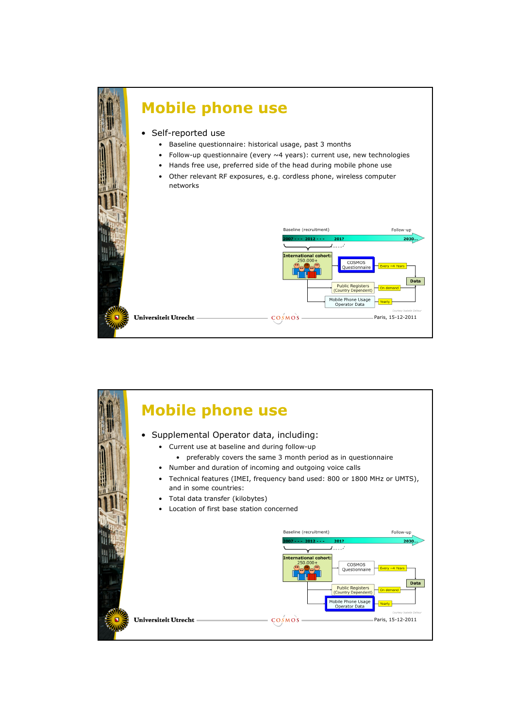# Mobile phone use

- Self-reported use
  - Baseline questionnaire: historical usage, past 3 months
  - Follow-up questionnaire (every ~4 years): current use, new technologies
  - Hands free use, preferred side of the head during mobile phone use
  - Other relevant RF exposures, e.g. cordless phone, wireless computer networks

Baseline (recruitment) — Follow-up

2007 - - - 2012 - - - 201? — 2030…

International cohort: 250.000+

COSMOS Questionnaire — Every ~4 Years

Public Registers (Country Dependent) — On demand

Mobile Phone Usage Operator Data — Yearly

Data

Courtesy Isabelle Deltour

Universiteit Utrecht — COSMOS — Paris, 15-12-2011

# Mobile phone use

- Supplemental Operator data, including:
  - Current use at baseline and during follow-up
    - preferably covers the same 3 month period as in questionnaire
  - Number and duration of incoming and outgoing voice calls
  - Technical features (IMEI, frequency band used: 800 or 1800 MHz or UMTS), and in some countries:
  - Total data transfer (kilobytes)
  - Location of first base station concerned

Baseline (recruitment) — Follow-up

2007 - - - 2012 - - - 201? — 2030…

International cohort: 250.000+

COSMOS Questionnaire — Every ~4 Years

Public Registers (Country Dependent) — On demand

Mobile Phone Usage Operator Data — Yearly

Data

Courtesy Isabelle Deltour

Universiteit Utrecht — COSMOS — Paris, 15-12-2011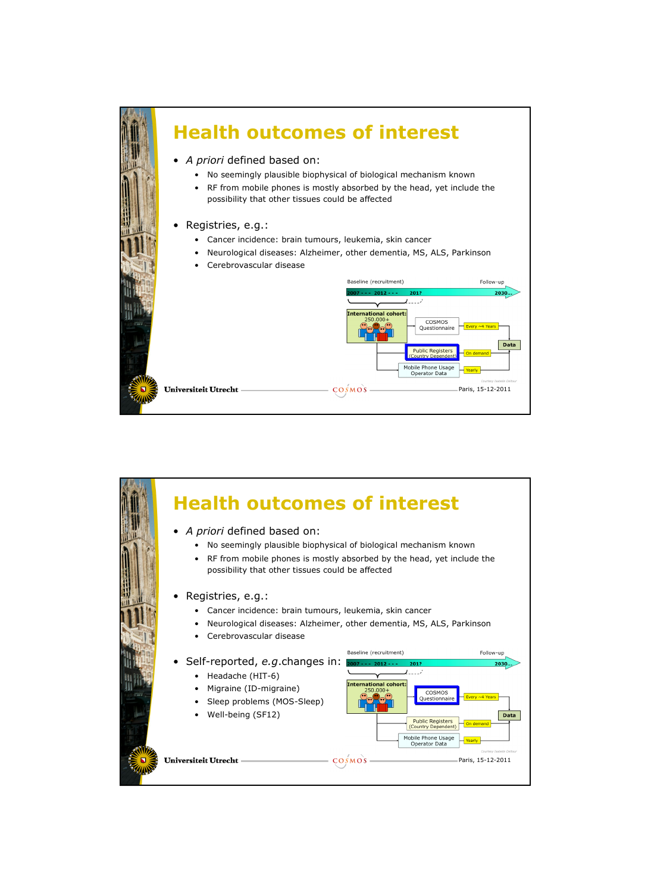# Health outcomes of interest

- *A priori* defined based on:
  - No seemingly plausible biophysical of biological mechanism known
  - RF from mobile phones is mostly absorbed by the head, yet include the possibility that other tissues could be affected
- Registries, e.g.:
  - Cancer incidence: brain tumours, leukemia, skin cancer
  - Neurological diseases: Alzheimer, other dementia, MS, ALS, Parkinson
  - Cerebrovascular disease

Baseline (recruitment) — Follow-up

2007 - - - 2012 - - - 201? — 2030...

International cohort: 250.000+

COSMOS Questionnaire — Every ~4 Years

Public Registers (Country Dependent) — On demand

Mobile Phone Usage Operator Data — Yearly

Data

Courtesy Isabelle Deltour

Universiteit Utrecht — COSMOS — Paris, 15-12-2011

# Health outcomes of interest

- *A priori* defined based on:
  - No seemingly plausible biophysical of biological mechanism known
  - RF from mobile phones is mostly absorbed by the head, yet include the possibility that other tissues could be affected
- Registries, e.g.:
  - Cancer incidence: brain tumours, leukemia, skin cancer
  - Neurological diseases: Alzheimer, other dementia, MS, ALS, Parkinson
  - Cerebrovascular disease
- Self-reported, *e.g.*changes in:
  - Headache (HIT-6)
  - Migraine (ID-migraine)
  - Sleep problems (MOS-Sleep)
  - Well-being (SF12)

Baseline (recruitment) — Follow-up

2007 - - - 2012 - - - 201? — 2030...

International cohort: 250.000+

COSMOS Questionnaire — Every ~4 Years

Public Registers (Country Dependent) — On demand

Mobile Phone Usage Operator Data — Yearly

Data

Courtesy Isabelle Deltour

Universiteit Utrecht — COSMOS — Paris, 15-12-2011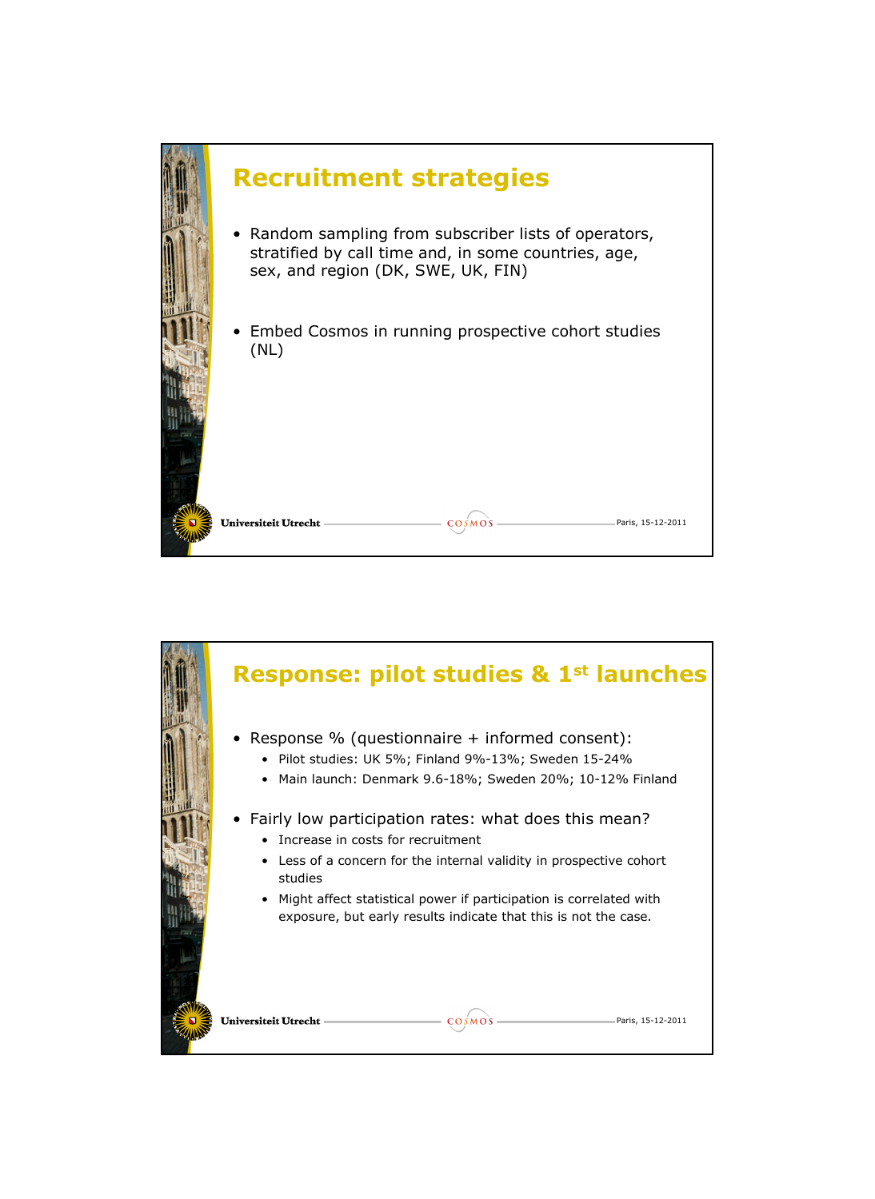## Recruitment strategies

- Random sampling from subscriber lists of operators, stratified by call time and, in some countries, age, sex, and region (DK, SWE, UK, FIN)
- Embed Cosmos in running prospective cohort studies (NL)

## Response: pilot studies & 1st launches

- Response % (questionnaire + informed consent):
  - Pilot studies: UK 5%; Finland 9%-13%; Sweden 15-24%
  - Main launch: Denmark 9.6-18%; Sweden 20%; 10-12% Finland
- Fairly low participation rates: what does this mean?
  - Increase in costs for recruitment
  - Less of a concern for the internal validity in prospective cohort studies
  - Might affect statistical power if participation is correlated with exposure, but early results indicate that this is not the case.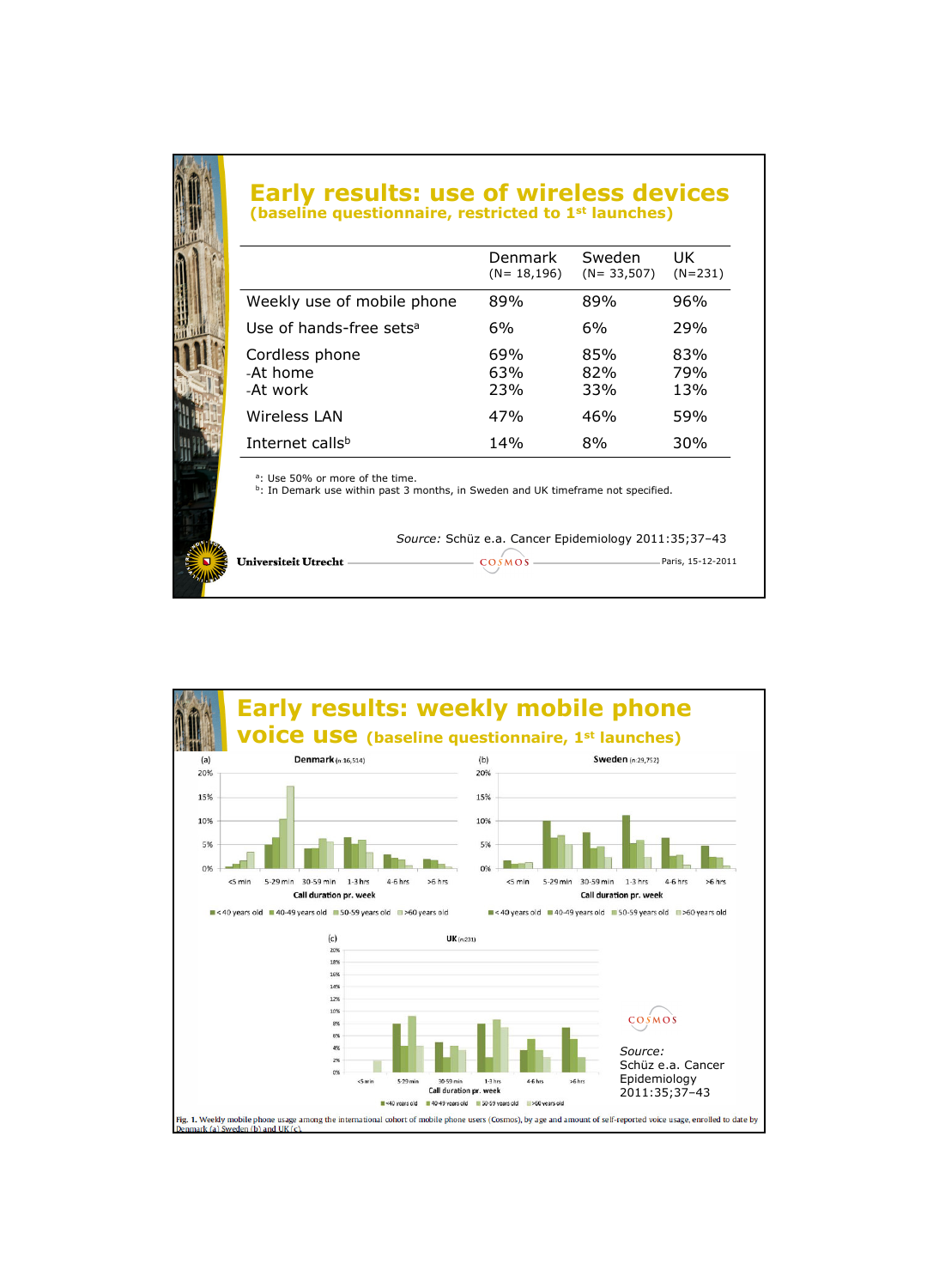# Early results: use of wireless devices

## (baseline questionnaire, restricted to 1st launches)

| | Denmark (N= 18,196) | Sweden (N= 33,507) | UK (N=231) |
|---|---|---|---|
| Weekly use of mobile phone | 89% | 89% | 96% |
| Use of hands-free sets[a] | 6% | 6% | 29% |
| Cordless phone | 69% | 85% | 83% |
| -At home | 63% | 82% | 79% |
| -At work | 23% | 33% | 13% |
| Wireless LAN | 47% | 46% | 59% |
| Internet calls[b] | 14% | 8% | 30% |

[a]: Use 50% or more of the time.
[b]: In Demark use within past 3 months, in Sweden and UK timeframe not specified.

*Source:* Schüz e.a. Cancer Epidemiology 2011:35;37–43

Universiteit Utrecht — COSMOS — Paris, 15-12-2011

# Early results: weekly mobile phone voice use (baseline questionnaire, 1st launches)

(a) Denmark (n 16,514)

(b) Sweden (n 29,752)

(c) UK (n 231)

Call duration pr. week: <5 min, 5-29 min, 30-59 min, 1-3 hrs, 4-6 hrs, >6 hrs

<40 years old, 40-49 years old, 50-59 years old, >60 years old

COSMOS

*Source:* Schüz e.a. Cancer Epidemiology 2011:35;37–43

**Fig. 1.** Weekly mobile phone usage among the international cohort of mobile phone users (Cosmos), by age and amount of self-reported voice usage, enrolled to date by Denmark (a) Sweden (b) and UK (c).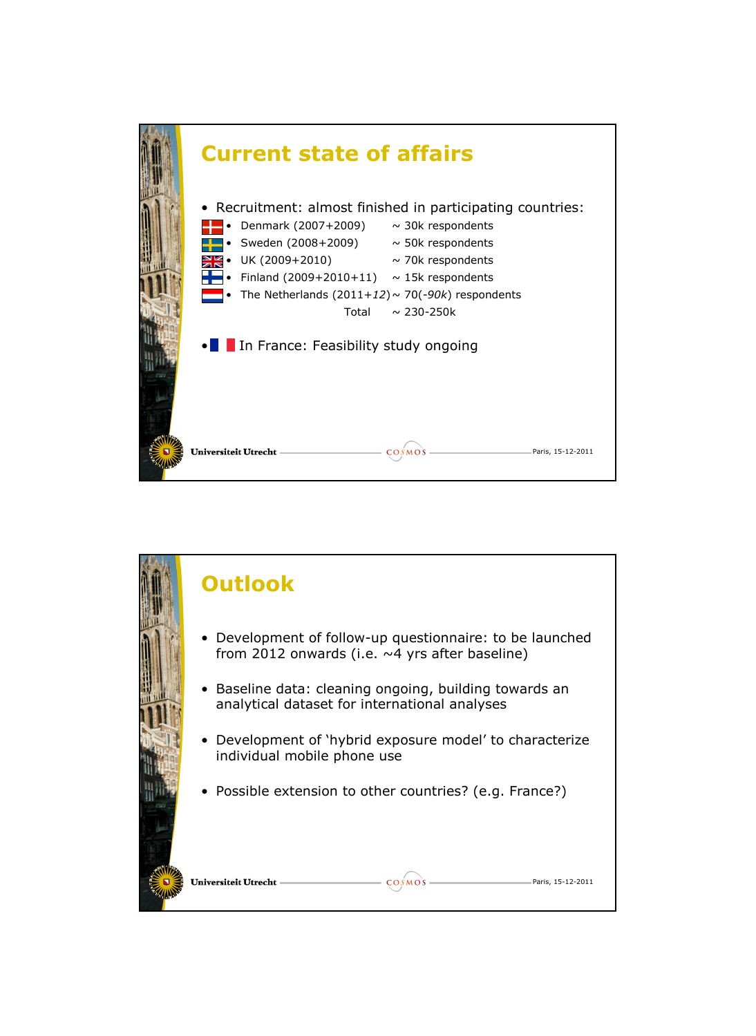# Current state of affairs

- Recruitment: almost finished in participating countries:
  - Denmark (2007+2009) ~ 30k respondents
  - Sweden (2008+2009) ~ 50k respondents
  - UK (2009+2010) ~ 70k respondents
  - Finland (2009+2010+11) ~ 15k respondents
  - The Netherlands (2011+*12*) ~ 70(-*90k*) respondents

  Total ~ 230-250k

- In France: Feasibility study ongoing

# Outlook

- Development of follow-up questionnaire: to be launched from 2012 onwards (i.e. ~4 yrs after baseline)
- Baseline data: cleaning ongoing, building towards an analytical dataset for international analyses
- Development of 'hybrid exposure model' to characterize individual mobile phone use
- Possible extension to other countries? (e.g. France?)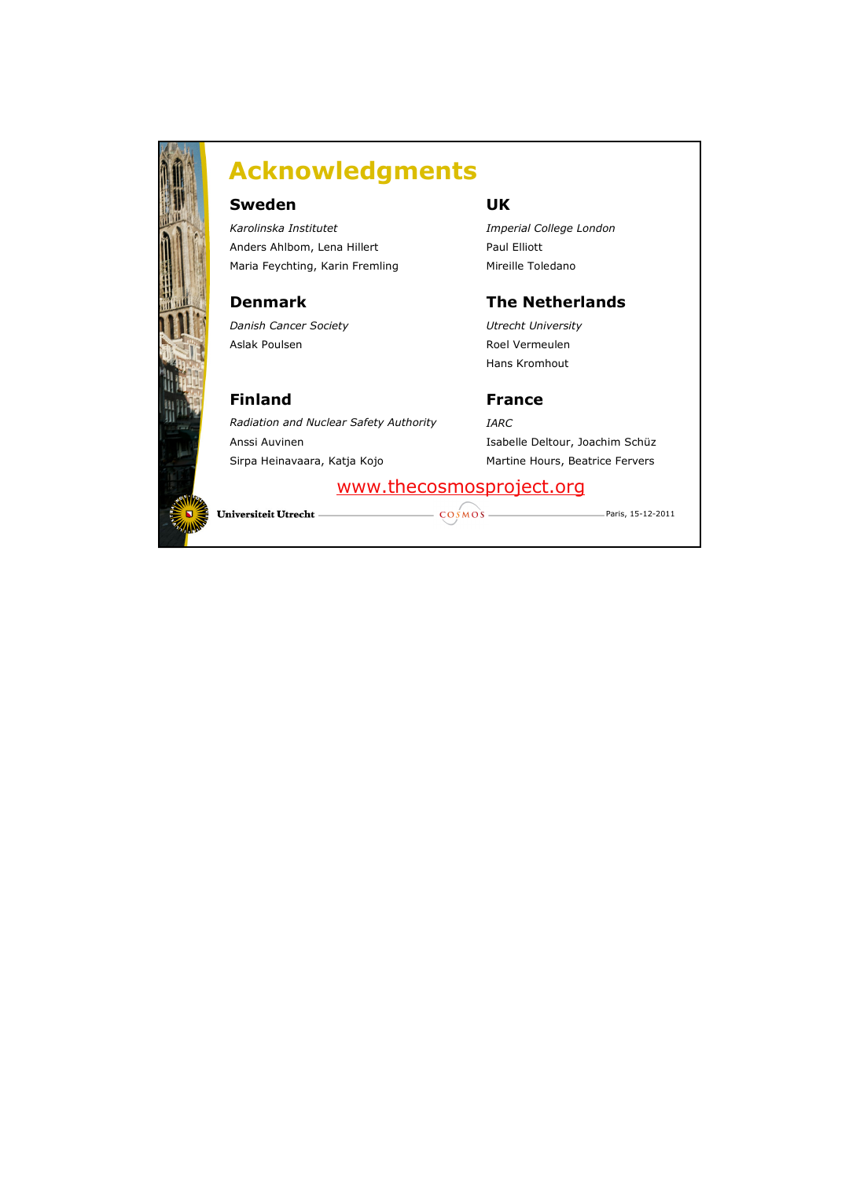# Acknowledgments

## Sweden

*Karolinska Institutet*

Anders Ahlbom, Lena Hillert

Maria Feychting, Karin Fremling

## Denmark

*Danish Cancer Society*

Aslak Poulsen

## Finland

*Radiation and Nuclear Safety Authority*

Anssi Auvinen

Sirpa Heinavaara, Katja Kojo

## UK

*Imperial College London*

Paul Elliott

Mireille Toledano

## The Netherlands

*Utrecht University*

Roel Vermeulen

Hans Kromhout

## France

*IARC*

Isabelle Deltour, Joachim Schüz

Martine Hours, Beatrice Fervers

www.thecosmosproject.org

Universiteit Utrecht — COSMOS — Paris, 15-12-2011